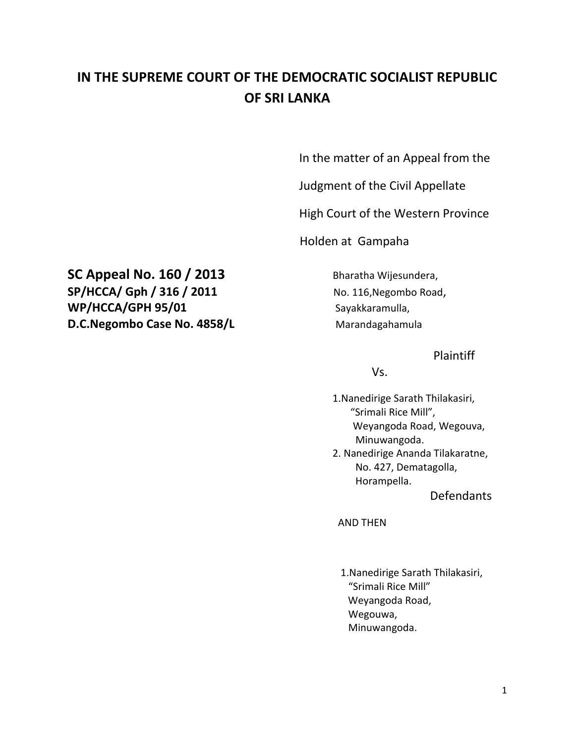# IN THE SUPREME COURT OF THE DEMOCRATIC SOCIALIST REPUBLIC OF SRI LANKA

In the matter of an Appeal from the Judgment of the Civil Appellate High Court of the Western Province Holden at Gampaha

**SC Appeal No. 160 / 2013**
**SP/HCCA/ Gph / 316 / 2011**
**WP/HCCA/GPH 95/01**
**D.C.Negombo Case No. 4858/L**

Bharatha Wijesundera,
No. 116,Negombo Road,
Sayakkaramulla,
Marandagahamula

Plaintiff

Vs.

1.Nanedirige Sarath Thilakasiri,
"Srimali Rice Mill",
Weyangoda Road, Wegouva,
Minuwangoda.

2. Nanedirige Ananda Tilakaratne,
No. 427, Dematagolla,
Horampella.

Defendants

AND THEN

1.Nanedirige Sarath Thilakasiri,
"Srimali Rice Mill"
Weyangoda Road,
Wegouwa,
Minuwangoda.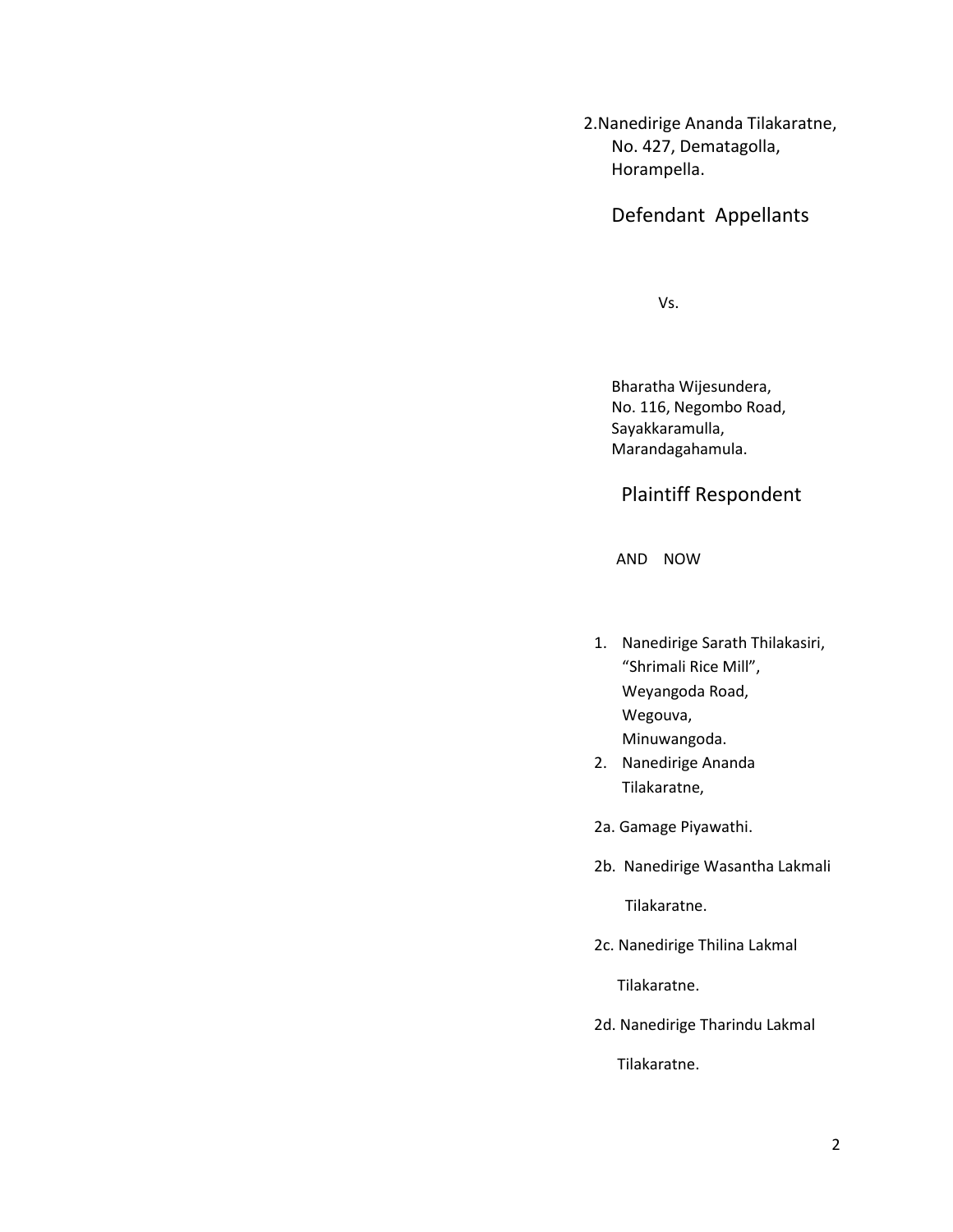2.Nanedirige Ananda Tilakaratne,
No. 427, Dematagolla,
Horampella.

Defendant Appellants

Vs.

Bharatha Wijesundera,
No. 116, Negombo Road,
Sayakkaramulla,
Marandagahamula.

Plaintiff Respondent

AND NOW

1. Nanedirige Sarath Thilakasiri,
   "Shrimali Rice Mill",
   Weyangoda Road,
   Wegouva,
   Minuwangoda.
2. Nanedirige Ananda Tilakaratne,

2a. Gamage Piyawathi.

2b. Nanedirige Wasantha Lakmali Tilakaratne.

2c. Nanedirige Thilina Lakmal Tilakaratne.

2d. Nanedirige Tharindu Lakmal Tilakaratne.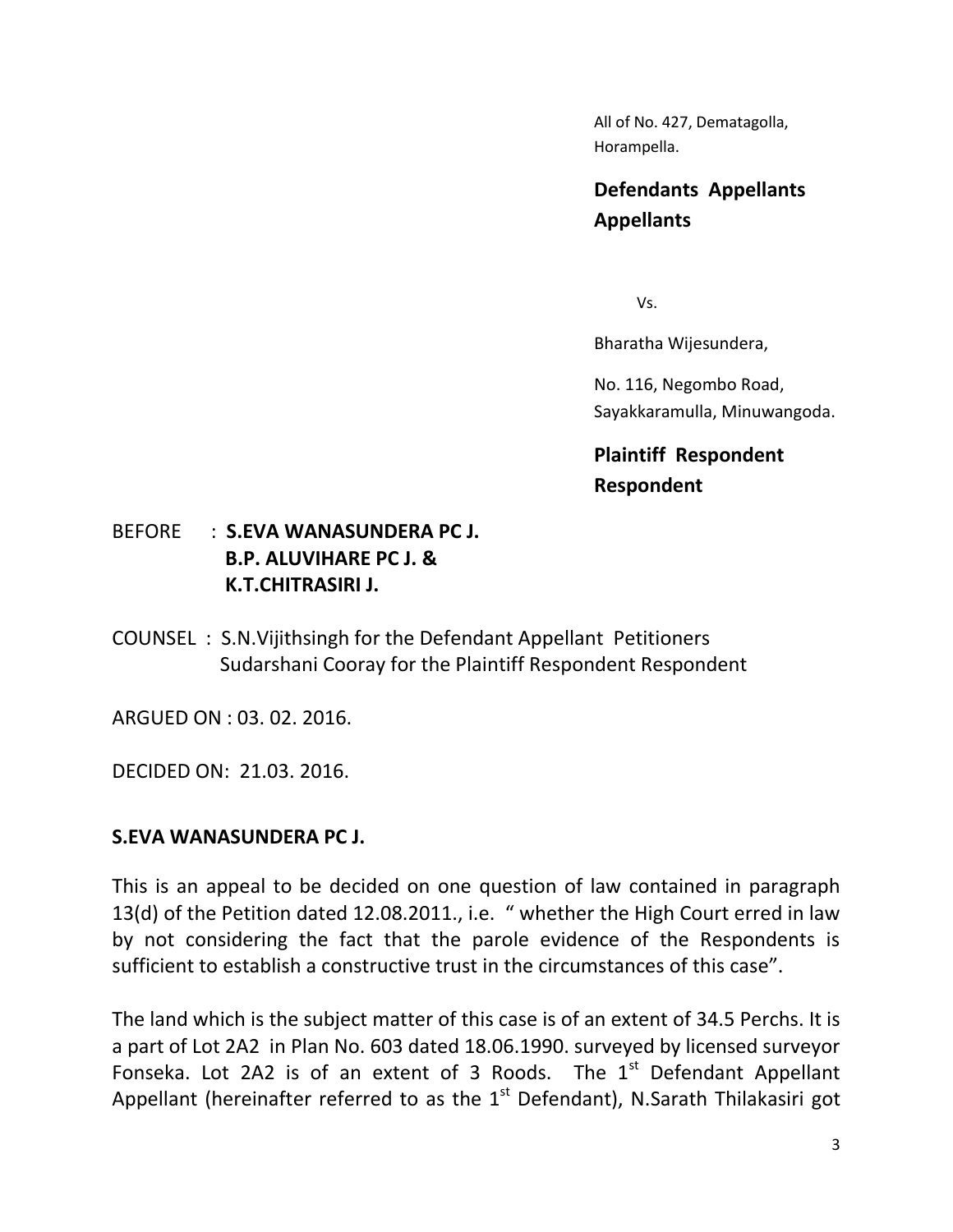All of No. 427, Dematagolla,
Horampella.

**Defendants Appellants Appellants**

Vs.

Bharatha Wijesundera,

No. 116, Negombo Road,
Sayakkaramulla, Minuwangoda.

**Plaintiff Respondent Respondent**

BEFORE : **S.EVA WANASUNDERA PC J.**
**B.P. ALUVIHARE PC J. &**
**K.T.CHITRASIRI J.**

COUNSEL : S.N.Vijithsingh for the Defendant Appellant Petitioners
Sudarshani Cooray for the Plaintiff Respondent Respondent

ARGUED ON : 03. 02. 2016.

DECIDED ON: 21.03. 2016.

**S.EVA WANASUNDERA PC J.**

This is an appeal to be decided on one question of law contained in paragraph 13(d) of the Petition dated 12.08.2011., i.e. " whether the High Court erred in law by not considering the fact that the parole evidence of the Respondents is sufficient to establish a constructive trust in the circumstances of this case".

The land which is the subject matter of this case is of an extent of 34.5 Perchs. It is a part of Lot 2A2 in Plan No. 603 dated 18.06.1990. surveyed by licensed surveyor Fonseka. Lot 2A2 is of an extent of 3 Roods. The 1st Defendant Appellant Appellant (hereinafter referred to as the 1st Defendant), N.Sarath Thilakasiri got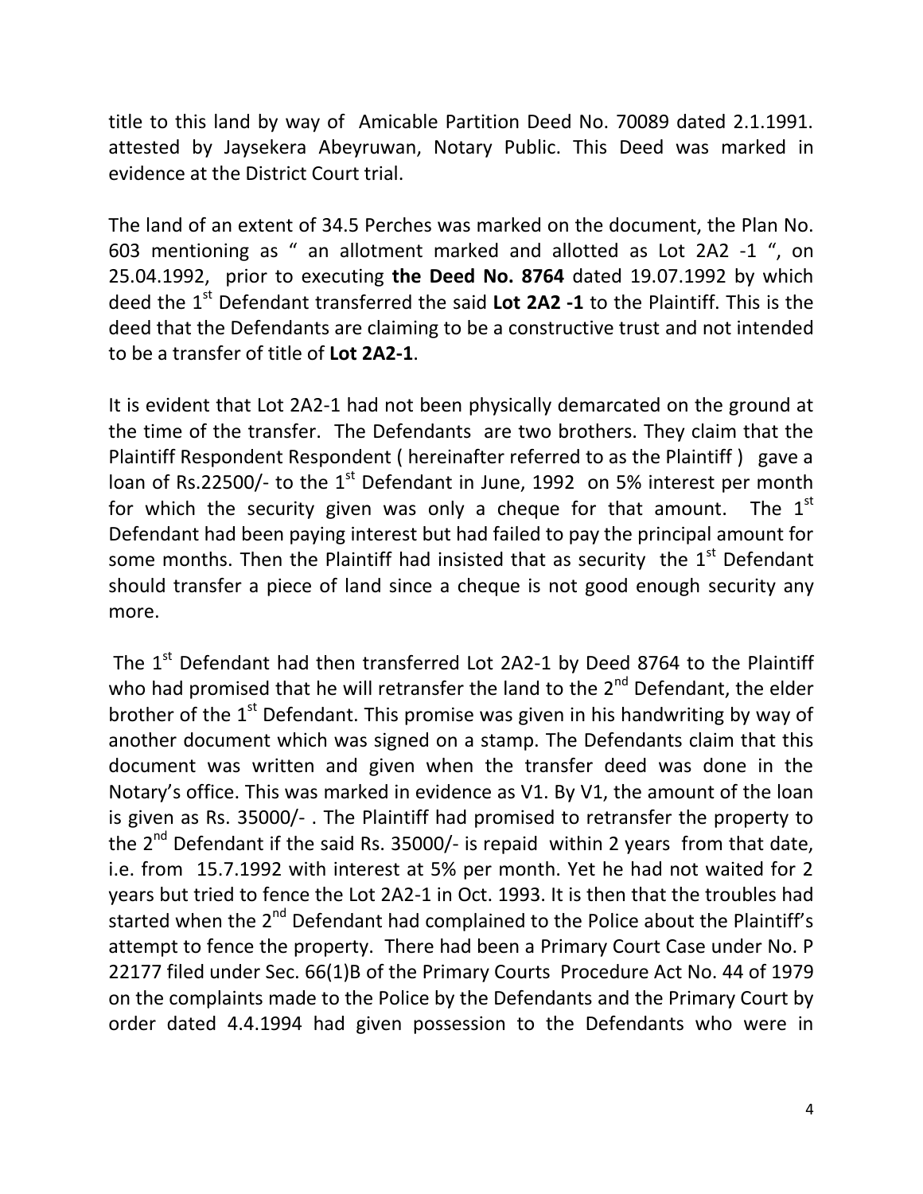title to this land by way of Amicable Partition Deed No. 70089 dated 2.1.1991. attested by Jaysekera Abeyruwan, Notary Public. This Deed was marked in evidence at the District Court trial.

The land of an extent of 34.5 Perches was marked on the document, the Plan No. 603 mentioning as " an allotment marked and allotted as Lot 2A2 -1 ", on 25.04.1992, prior to executing **the Deed No. 8764** dated 19.07.1992 by which deed the 1st Defendant transferred the said **Lot 2A2 -1** to the Plaintiff. This is the deed that the Defendants are claiming to be a constructive trust and not intended to be a transfer of title of **Lot 2A2-1**.

It is evident that Lot 2A2-1 had not been physically demarcated on the ground at the time of the transfer. The Defendants are two brothers. They claim that the Plaintiff Respondent Respondent ( hereinafter referred to as the Plaintiff ) gave a loan of Rs.22500/- to the 1st Defendant in June, 1992 on 5% interest per month for which the security given was only a cheque for that amount. The 1st Defendant had been paying interest but had failed to pay the principal amount for some months. Then the Plaintiff had insisted that as security the 1st Defendant should transfer a piece of land since a cheque is not good enough security any more.

The 1st Defendant had then transferred Lot 2A2-1 by Deed 8764 to the Plaintiff who had promised that he will retransfer the land to the 2nd Defendant, the elder brother of the 1st Defendant. This promise was given in his handwriting by way of another document which was signed on a stamp. The Defendants claim that this document was written and given when the transfer deed was done in the Notary's office. This was marked in evidence as V1. By V1, the amount of the loan is given as Rs. 35000/- . The Plaintiff had promised to retransfer the property to the 2nd Defendant if the said Rs. 35000/- is repaid within 2 years from that date, i.e. from 15.7.1992 with interest at 5% per month. Yet he had not waited for 2 years but tried to fence the Lot 2A2-1 in Oct. 1993. It is then that the troubles had started when the 2nd Defendant had complained to the Police about the Plaintiff's attempt to fence the property. There had been a Primary Court Case under No. P 22177 filed under Sec. 66(1)B of the Primary Courts Procedure Act No. 44 of 1979 on the complaints made to the Police by the Defendants and the Primary Court by order dated 4.4.1994 had given possession to the Defendants who were in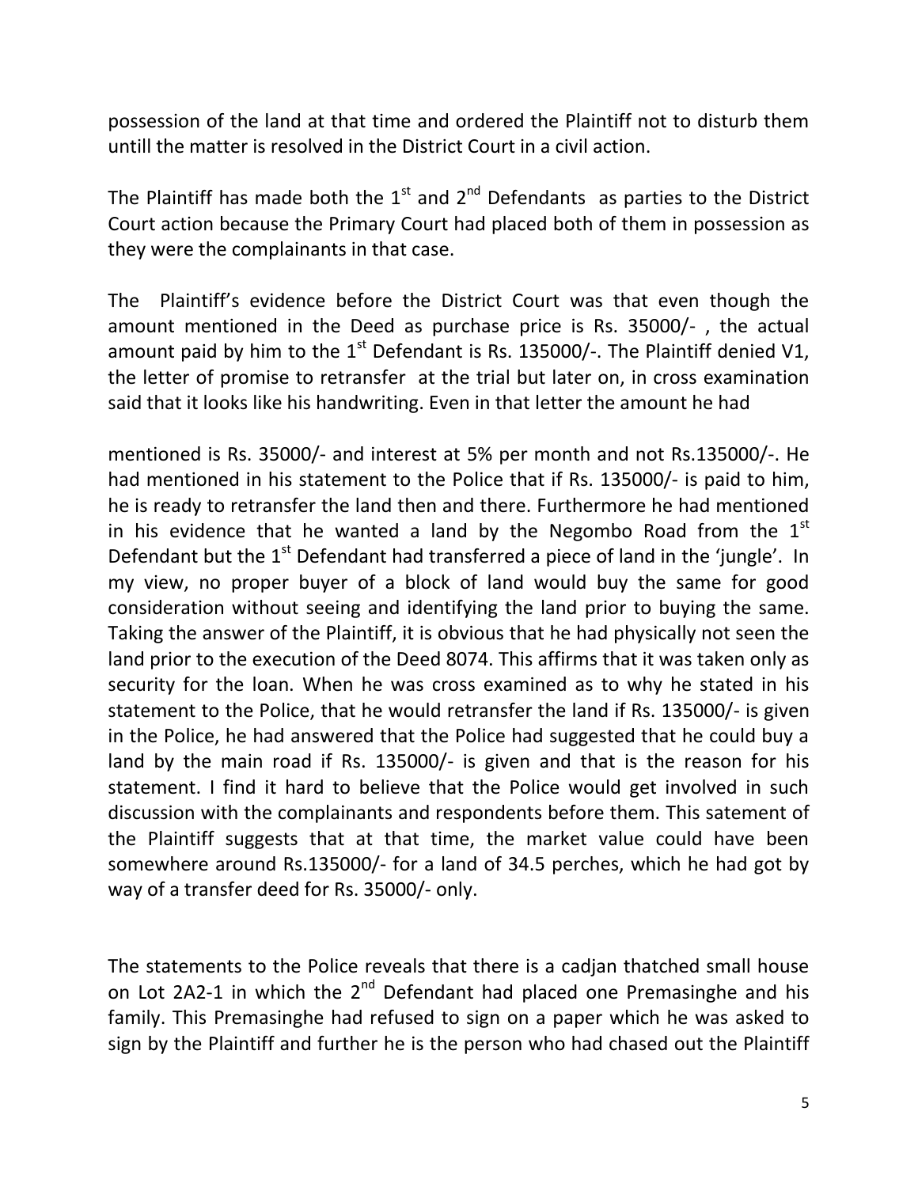possession of the land at that time and ordered the Plaintiff not to disturb them untill the matter is resolved in the District Court in a civil action.

The Plaintiff has made both the 1st and 2nd Defendants as parties to the District Court action because the Primary Court had placed both of them in possession as they were the complainants in that case.

The Plaintiff's evidence before the District Court was that even though the amount mentioned in the Deed as purchase price is Rs. 35000/- , the actual amount paid by him to the 1st Defendant is Rs. 135000/-. The Plaintiff denied V1, the letter of promise to retransfer at the trial but later on, in cross examination said that it looks like his handwriting. Even in that letter the amount he had

mentioned is Rs. 35000/- and interest at 5% per month and not Rs.135000/-. He had mentioned in his statement to the Police that if Rs. 135000/- is paid to him, he is ready to retransfer the land then and there. Furthermore he had mentioned in his evidence that he wanted a land by the Negombo Road from the 1st Defendant but the 1st Defendant had transferred a piece of land in the 'jungle'. In my view, no proper buyer of a block of land would buy the same for good consideration without seeing and identifying the land prior to buying the same. Taking the answer of the Plaintiff, it is obvious that he had physically not seen the land prior to the execution of the Deed 8074. This affirms that it was taken only as security for the loan. When he was cross examined as to why he stated in his statement to the Police, that he would retransfer the land if Rs. 135000/- is given in the Police, he had answered that the Police had suggested that he could buy a land by the main road if Rs. 135000/- is given and that is the reason for his statement. I find it hard to believe that the Police would get involved in such discussion with the complainants and respondents before them. This satement of the Plaintiff suggests that at that time, the market value could have been somewhere around Rs.135000/- for a land of 34.5 perches, which he had got by way of a transfer deed for Rs. 35000/- only.

The statements to the Police reveals that there is a cadjan thatched small house on Lot 2A2-1 in which the 2nd Defendant had placed one Premasinghe and his family. This Premasinghe had refused to sign on a paper which he was asked to sign by the Plaintiff and further he is the person who had chased out the Plaintiff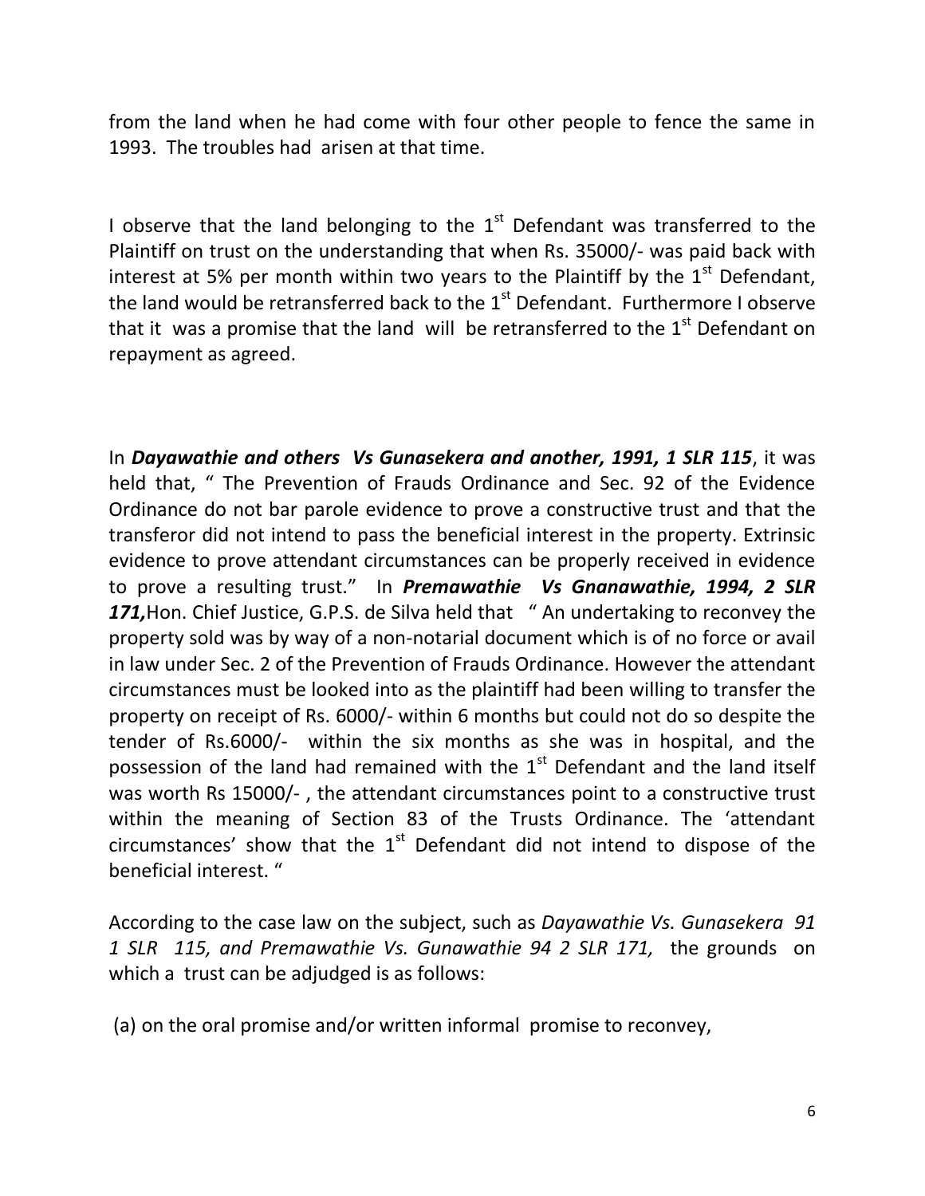from the land when he had come with four other people to fence the same in 1993. The troubles had arisen at that time.

I observe that the land belonging to the 1st Defendant was transferred to the Plaintiff on trust on the understanding that when Rs. 35000/- was paid back with interest at 5% per month within two years to the Plaintiff by the 1st Defendant, the land would be retransferred back to the 1st Defendant. Furthermore I observe that it was a promise that the land will be retransferred to the 1st Defendant on repayment as agreed.

In ***Dayawathie and others Vs Gunasekera and another, 1991, 1 SLR 115***, it was held that, " The Prevention of Frauds Ordinance and Sec. 92 of the Evidence Ordinance do not bar parole evidence to prove a constructive trust and that the transferor did not intend to pass the beneficial interest in the property. Extrinsic evidence to prove attendant circumstances can be properly received in evidence to prove a resulting trust." In ***Premawathie Vs Gnanawathie, 1994, 2 SLR 171,*** Hon. Chief Justice, G.P.S. de Silva held that " An undertaking to reconvey the property sold was by way of a non-notarial document which is of no force or avail in law under Sec. 2 of the Prevention of Frauds Ordinance. However the attendant circumstances must be looked into as the plaintiff had been willing to transfer the property on receipt of Rs. 6000/- within 6 months but could not do so despite the tender of Rs.6000/- within the six months as she was in hospital, and the possession of the land had remained with the 1st Defendant and the land itself was worth Rs 15000/- , the attendant circumstances point to a constructive trust within the meaning of Section 83 of the Trusts Ordinance. The 'attendant circumstances' show that the 1st Defendant did not intend to dispose of the beneficial interest. "

According to the case law on the subject, such as *Dayawathie Vs. Gunasekera 91 1 SLR 115, and Premawathie Vs. Gunawathie 94 2 SLR 171,* the grounds on which a trust can be adjudged is as follows:

(a) on the oral promise and/or written informal promise to reconvey,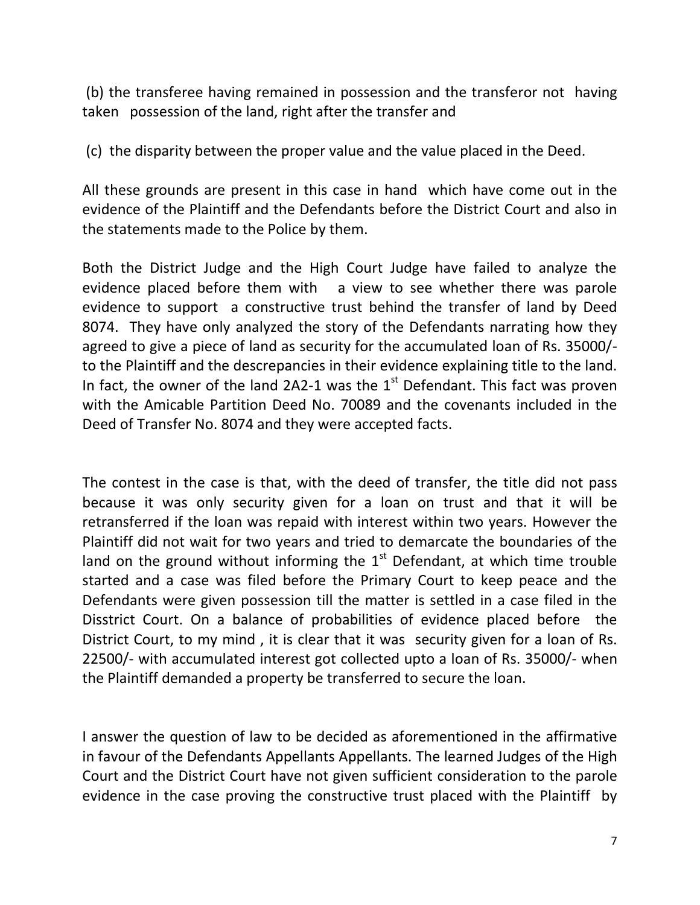(b) the transferee having remained in possession and the transferor not having taken possession of the land, right after the transfer and

(c) the disparity between the proper value and the value placed in the Deed.

All these grounds are present in this case in hand which have come out in the evidence of the Plaintiff and the Defendants before the District Court and also in the statements made to the Police by them.

Both the District Judge and the High Court Judge have failed to analyze the evidence placed before them with a view to see whether there was parole evidence to support a constructive trust behind the transfer of land by Deed 8074. They have only analyzed the story of the Defendants narrating how they agreed to give a piece of land as security for the accumulated loan of Rs. 35000/- to the Plaintiff and the descrepancies in their evidence explaining title to the land. In fact, the owner of the land 2A2-1 was the 1st Defendant. This fact was proven with the Amicable Partition Deed No. 70089 and the covenants included in the Deed of Transfer No. 8074 and they were accepted facts.

The contest in the case is that, with the deed of transfer, the title did not pass because it was only security given for a loan on trust and that it will be retransferred if the loan was repaid with interest within two years. However the Plaintiff did not wait for two years and tried to demarcate the boundaries of the land on the ground without informing the 1st Defendant, at which time trouble started and a case was filed before the Primary Court to keep peace and the Defendants were given possession till the matter is settled in a case filed in the Disstrict Court. On a balance of probabilities of evidence placed before the District Court, to my mind , it is clear that it was security given for a loan of Rs. 22500/- with accumulated interest got collected upto a loan of Rs. 35000/- when the Plaintiff demanded a property be transferred to secure the loan.

I answer the question of law to be decided as aforementioned in the affirmative in favour of the Defendants Appellants Appellants. The learned Judges of the High Court and the District Court have not given sufficient consideration to the parole evidence in the case proving the constructive trust placed with the Plaintiff by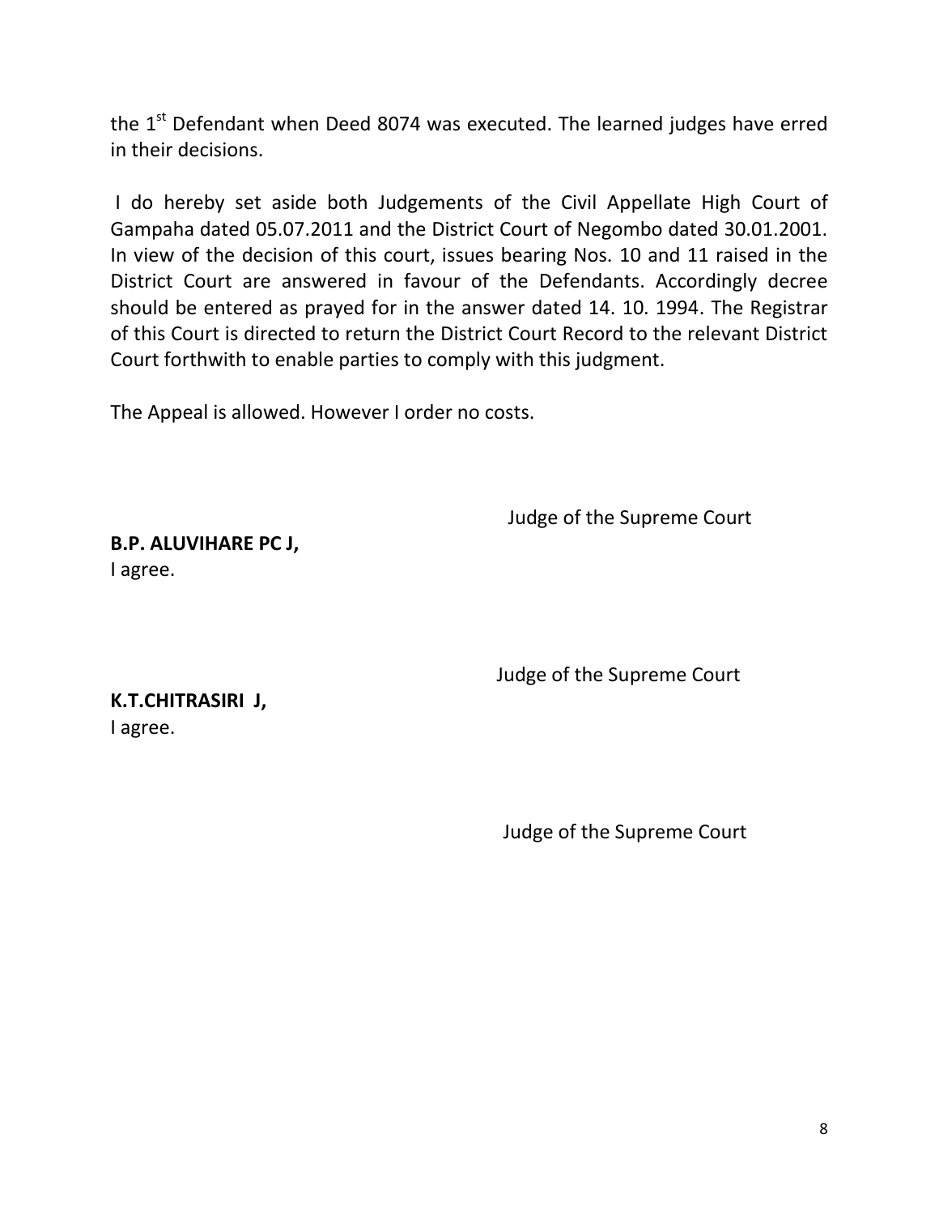the 1st Defendant when Deed 8074 was executed. The learned judges have erred in their decisions.

I do hereby set aside both Judgements of the Civil Appellate High Court of Gampaha dated 05.07.2011 and the District Court of Negombo dated 30.01.2001. In view of the decision of this court, issues bearing Nos. 10 and 11 raised in the District Court are answered in favour of the Defendants. Accordingly decree should be entered as prayed for in the answer dated 14. 10. 1994. The Registrar of this Court is directed to return the District Court Record to the relevant District Court forthwith to enable parties to comply with this judgment.

The Appeal is allowed. However I order no costs.

Judge of the Supreme Court

**B.P. ALUVIHARE PC J,**
I agree.

Judge of the Supreme Court

**K.T.CHITRASIRI J,**
I agree.

Judge of the Supreme Court